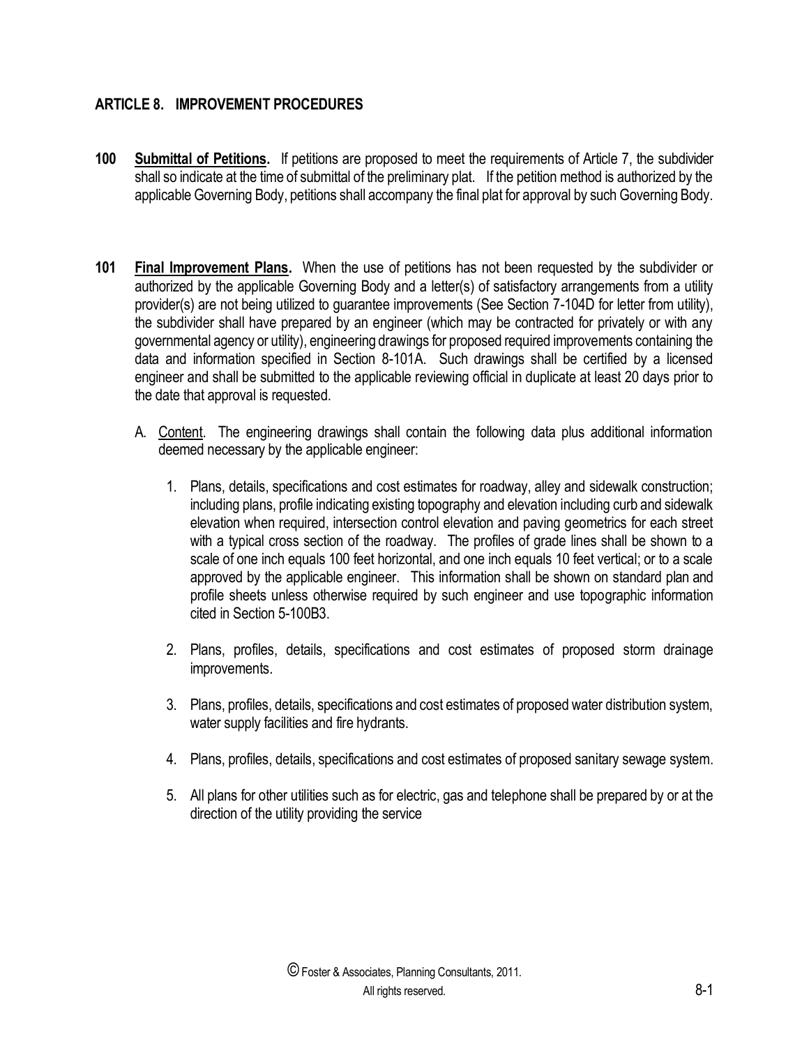## ARTICLE 8. IMPROVEMENT PROCEDURES

**100 Submittal of Petitions.** If petitions are proposed to meet the requirements of Article 7, the subdivider shall so indicate at the time of submittal of the preliminary plat. If the petition method is authorized by the applicable Governing Body, petitions shall accompany the final plat for approval by such Governing Body.

**101 Final Improvement Plans.** When the use of petitions has not been requested by the subdivider or authorized by the applicable Governing Body and a letter(s) of satisfactory arrangements from a utility provider(s) are not being utilized to guarantee improvements (See Section 7-104D for letter from utility), the subdivider shall have prepared by an engineer (which may be contracted for privately or with any governmental agency or utility), engineering drawings for proposed required improvements containing the data and information specified in Section 8-101A. Such drawings shall be certified by a licensed engineer and shall be submitted to the applicable reviewing official in duplicate at least 20 days prior to the date that approval is requested.

A. Content. The engineering drawings shall contain the following data plus additional information deemed necessary by the applicable engineer:

1. Plans, details, specifications and cost estimates for roadway, alley and sidewalk construction; including plans, profile indicating existing topography and elevation including curb and sidewalk elevation when required, intersection control elevation and paving geometrics for each street with a typical cross section of the roadway. The profiles of grade lines shall be shown to a scale of one inch equals 100 feet horizontal, and one inch equals 10 feet vertical; or to a scale approved by the applicable engineer. This information shall be shown on standard plan and profile sheets unless otherwise required by such engineer and use topographic information cited in Section 5-100B3.

2. Plans, profiles, details, specifications and cost estimates of proposed storm drainage improvements.

3. Plans, profiles, details, specifications and cost estimates of proposed water distribution system, water supply facilities and fire hydrants.

4. Plans, profiles, details, specifications and cost estimates of proposed sanitary sewage system.

5. All plans for other utilities such as for electric, gas and telephone shall be prepared by or at the direction of the utility providing the service

© Foster & Associates, Planning Consultants, 2011.
All rights reserved.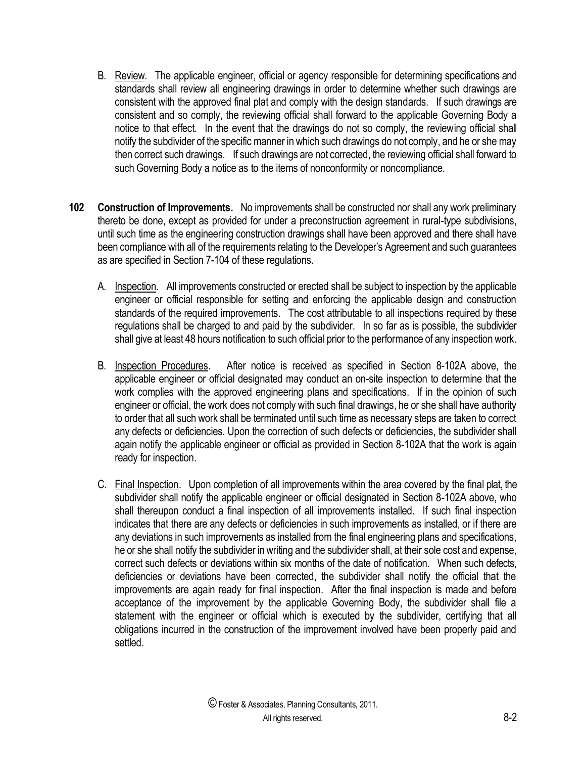B. Review. The applicable engineer, official or agency responsible for determining specifications and standards shall review all engineering drawings in order to determine whether such drawings are consistent with the approved final plat and comply with the design standards. If such drawings are consistent and so comply, the reviewing official shall forward to the applicable Governing Body a notice to that effect. In the event that the drawings do not so comply, the reviewing official shall notify the subdivider of the specific manner in which such drawings do not comply, and he or she may then correct such drawings. If such drawings are not corrected, the reviewing official shall forward to such Governing Body a notice as to the items of nonconformity or noncompliance.

**102 Construction of Improvements.** No improvements shall be constructed nor shall any work preliminary thereto be done, except as provided for under a preconstruction agreement in rural-type subdivisions, until such time as the engineering construction drawings shall have been approved and there shall have been compliance with all of the requirements relating to the Developer's Agreement and such guarantees as are specified in Section 7-104 of these regulations.

A. Inspection. All improvements constructed or erected shall be subject to inspection by the applicable engineer or official responsible for setting and enforcing the applicable design and construction standards of the required improvements. The cost attributable to all inspections required by these regulations shall be charged to and paid by the subdivider. In so far as is possible, the subdivider shall give at least 48 hours notification to such official prior to the performance of any inspection work.

B. Inspection Procedures. After notice is received as specified in Section 8-102A above, the applicable engineer or official designated may conduct an on-site inspection to determine that the work complies with the approved engineering plans and specifications. If in the opinion of such engineer or official, the work does not comply with such final drawings, he or she shall have authority to order that all such work shall be terminated until such time as necessary steps are taken to correct any defects or deficiencies. Upon the correction of such defects or deficiencies, the subdivider shall again notify the applicable engineer or official as provided in Section 8-102A that the work is again ready for inspection.

C. Final Inspection. Upon completion of all improvements within the area covered by the final plat, the subdivider shall notify the applicable engineer or official designated in Section 8-102A above, who shall thereupon conduct a final inspection of all improvements installed. If such final inspection indicates that there are any defects or deficiencies in such improvements as installed, or if there are any deviations in such improvements as installed from the final engineering plans and specifications, he or she shall notify the subdivider in writing and the subdivider shall, at their sole cost and expense, correct such defects or deviations within six months of the date of notification. When such defects, deficiencies or deviations have been corrected, the subdivider shall notify the official that the improvements are again ready for final inspection. After the final inspection is made and before acceptance of the improvement by the applicable Governing Body, the subdivider shall file a statement with the engineer or official which is executed by the subdivider, certifying that all obligations incurred in the construction of the improvement involved have been properly paid and settled.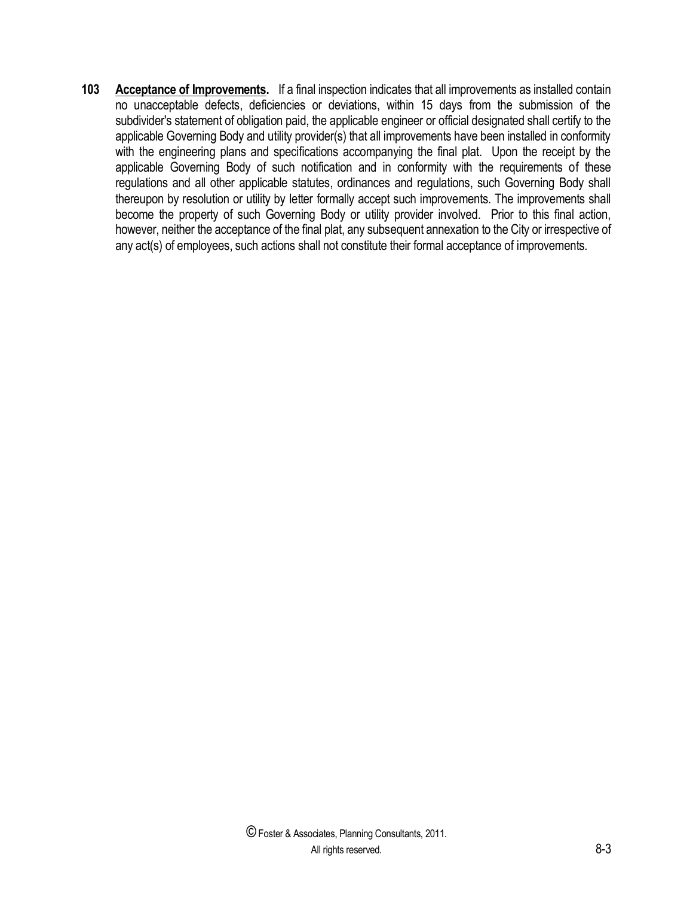**103** **Acceptance of Improvements.** If a final inspection indicates that all improvements as installed contain no unacceptable defects, deficiencies or deviations, within 15 days from the submission of the subdivider's statement of obligation paid, the applicable engineer or official designated shall certify to the applicable Governing Body and utility provider(s) that all improvements have been installed in conformity with the engineering plans and specifications accompanying the final plat. Upon the receipt by the applicable Governing Body of such notification and in conformity with the requirements of these regulations and all other applicable statutes, ordinances and regulations, such Governing Body shall thereupon by resolution or utility by letter formally accept such improvements. The improvements shall become the property of such Governing Body or utility provider involved. Prior to this final action, however, neither the acceptance of the final plat, any subsequent annexation to the City or irrespective of any act(s) of employees, such actions shall not constitute their formal acceptance of improvements.